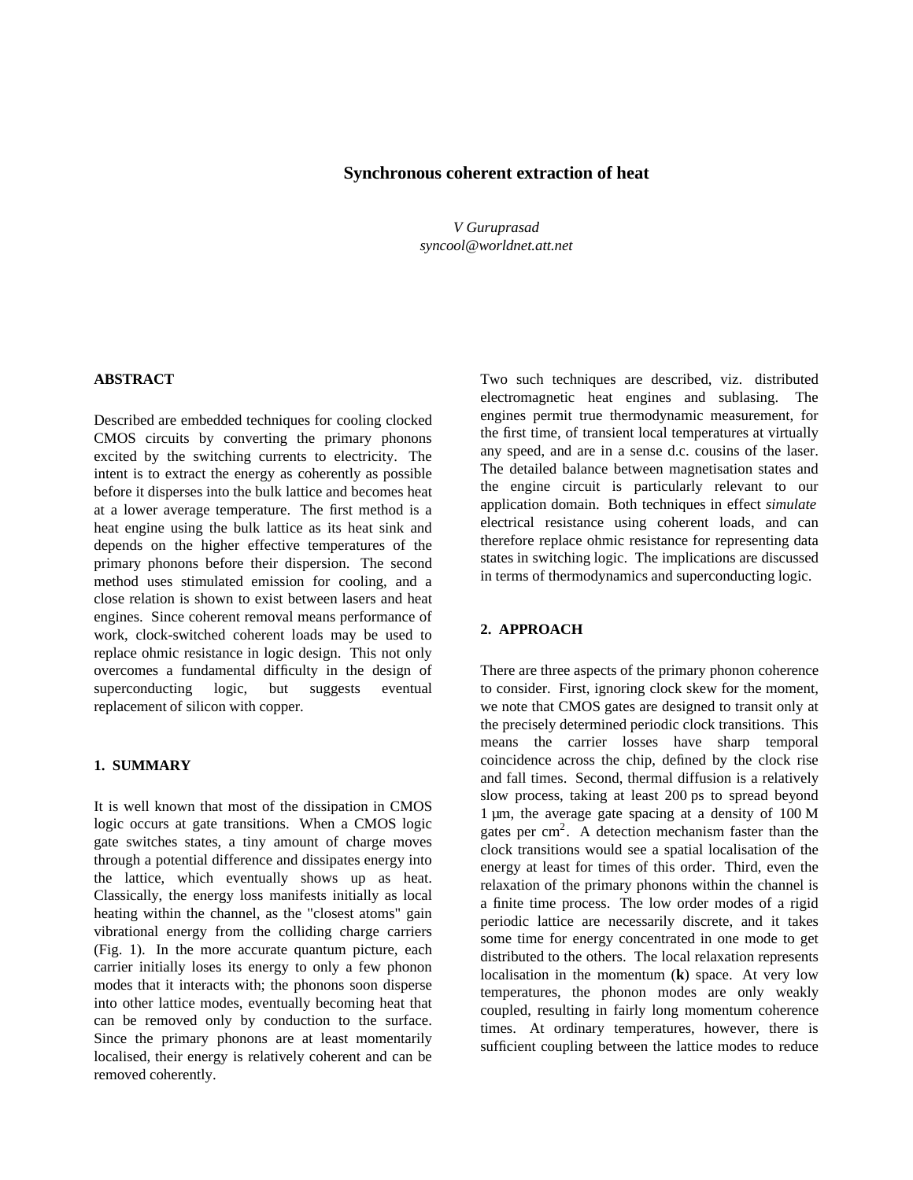# Synchronous coherent extraction of heat

*V Guruprasad*
*syncool@worldnet.att.net*

## ABSTRACT

Described are embedded techniques for cooling clocked CMOS circuits by converting the primary phonons excited by the switching currents to electricity. The intent is to extract the energy as coherently as possible before it disperses into the bulk lattice and becomes heat at a lower average temperature. The first method is a heat engine using the bulk lattice as its heat sink and depends on the higher effective temperatures of the primary phonons before their dispersion. The second method uses stimulated emission for cooling, and a close relation is shown to exist between lasers and heat engines. Since coherent removal means performance of work, clock-switched coherent loads may be used to replace ohmic resistance in logic design. This not only overcomes a fundamental difficulty in the design of superconducting logic, but suggests eventual replacement of silicon with copper.

## 1. SUMMARY

It is well known that most of the dissipation in CMOS logic occurs at gate transitions. When a CMOS logic gate switches states, a tiny amount of charge moves through a potential difference and dissipates energy into the lattice, which eventually shows up as heat. Classically, the energy loss manifests initially as local heating within the channel, as the "closest atoms" gain vibrational energy from the colliding charge carriers (Fig. 1). In the more accurate quantum picture, each carrier initially loses its energy to only a few phonon modes that it interacts with; the phonons soon disperse into other lattice modes, eventually becoming heat that can be removed only by conduction to the surface. Since the primary phonons are at least momentarily localised, their energy is relatively coherent and can be removed coherently.

Two such techniques are described, viz. distributed electromagnetic heat engines and sublasing. The engines permit true thermodynamic measurement, for the first time, of transient local temperatures at virtually any speed, and are in a sense d.c. cousins of the laser. The detailed balance between magnetisation states and the engine circuit is particularly relevant to our application domain. Both techniques in effect *simulate* electrical resistance using coherent loads, and can therefore replace ohmic resistance for representing data states in switching logic. The implications are discussed in terms of thermodynamics and superconducting logic.

## 2. APPROACH

There are three aspects of the primary phonon coherence to consider. First, ignoring clock skew for the moment, we note that CMOS gates are designed to transit only at the precisely determined periodic clock transitions. This means the carrier losses have sharp temporal coincidence across the chip, defined by the clock rise and fall times. Second, thermal diffusion is a relatively slow process, taking at least 200 ps to spread beyond 1 μm, the average gate spacing at a density of 100 M gates per $cm^2$. A detection mechanism faster than the clock transitions would see a spatial localisation of the energy at least for times of this order. Third, even the relaxation of the primary phonons within the channel is a finite time process. The low order modes of a rigid periodic lattice are necessarily discrete, and it takes some time for energy concentrated in one mode to get distributed to the others. The local relaxation represents localisation in the momentum (**k**) space. At very low temperatures, the phonon modes are only weakly coupled, resulting in fairly long momentum coherence times. At ordinary temperatures, however, there is sufficient coupling between the lattice modes to reduce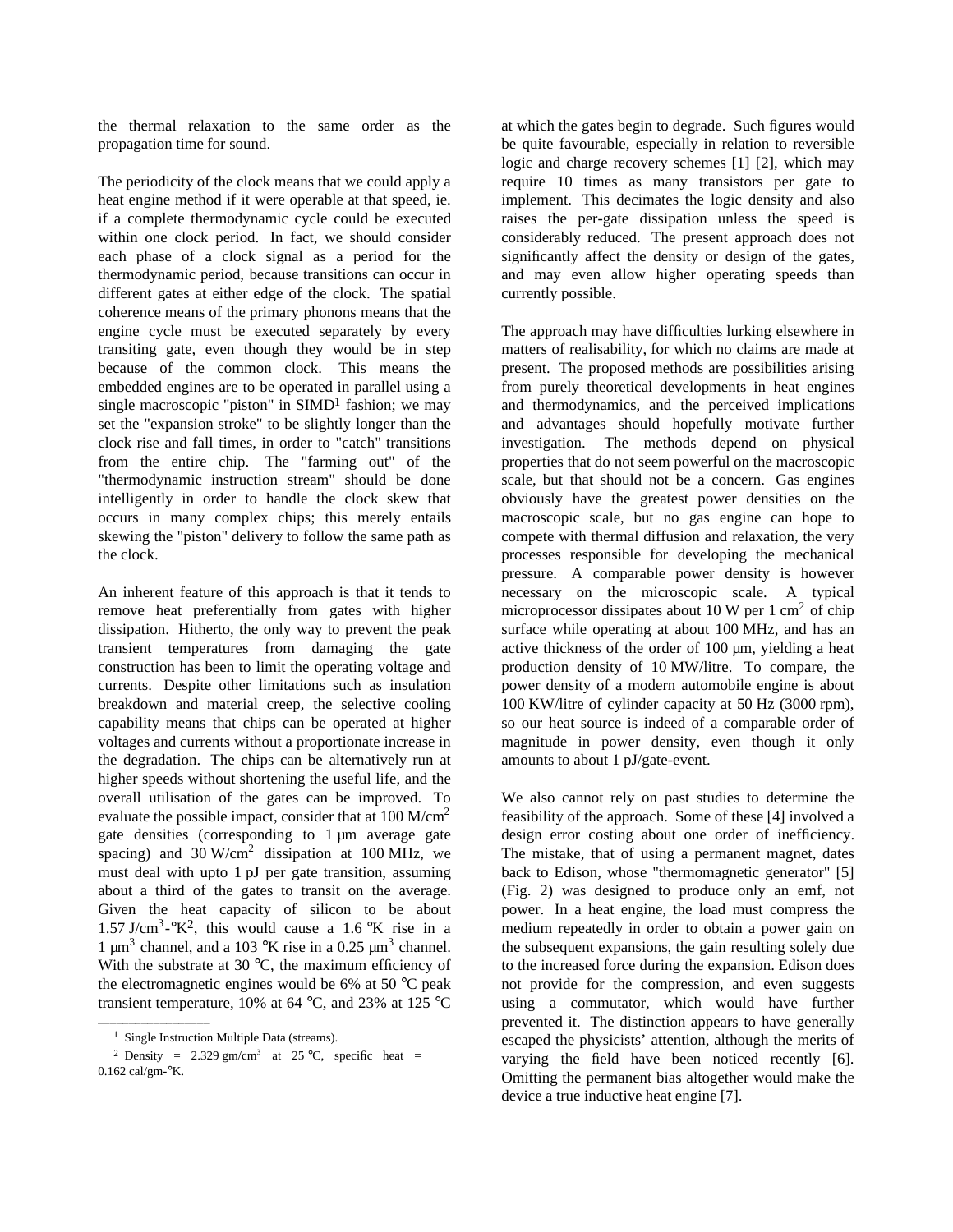the thermal relaxation to the same order as the propagation time for sound.

The periodicity of the clock means that we could apply a heat engine method if it were operable at that speed, ie. if a complete thermodynamic cycle could be executed within one clock period. In fact, we should consider each phase of a clock signal as a period for the thermodynamic period, because transitions can occur in different gates at either edge of the clock. The spatial coherence means of the primary phonons means that the engine cycle must be executed separately by every transiting gate, even though they would be in step because of the common clock. This means the embedded engines are to be operated in parallel using a single macroscopic "piston" in SIMD[1] fashion; we may set the "expansion stroke" to be slightly longer than the clock rise and fall times, in order to "catch" transitions from the entire chip. The "farming out" of the "thermodynamic instruction stream" should be done intelligently in order to handle the clock skew that occurs in many complex chips; this merely entails skewing the "piston" delivery to follow the same path as the clock.

An inherent feature of this approach is that it tends to remove heat preferentially from gates with higher dissipation. Hitherto, the only way to prevent the peak transient temperatures from damaging the gate construction has been to limit the operating voltage and currents. Despite other limitations such as insulation breakdown and material creep, the selective cooling capability means that chips can be operated at higher voltages and currents without a proportionate increase in the degradation. The chips can be alternatively run at higher speeds without shortening the useful life, and the overall utilisation of the gates can be improved. To evaluate the possible impact, consider that at 100 M/cm$^2$ gate densities (corresponding to 1 µm average gate spacing) and 30 W/cm$^2$ dissipation at 100 MHz, we must deal with upto 1 pJ per gate transition, assuming about a third of the gates to transit on the average. Given the heat capacity of silicon to be about 1.57 J/cm$^3$-°K[2], this would cause a 1.6 °K rise in a 1 µm$^3$ channel, and a 103 °K rise in a 0.25 µm$^3$ channel. With the substrate at 30 °C, the maximum efficiency of the electromagnetic engines would be 6% at 50 °C peak transient temperature, 10% at 64 °C, and 23% at 125 °C at which the gates begin to degrade. Such figures would be quite favourable, especially in relation to reversible logic and charge recovery schemes [1] [2], which may require 10 times as many transistors per gate to implement. This decimates the logic density and also raises the per-gate dissipation unless the speed is considerably reduced. The present approach does not significantly affect the density or design of the gates, and may even allow higher operating speeds than currently possible.

The approach may have difficulties lurking elsewhere in matters of realisability, for which no claims are made at present. The proposed methods are possibilities arising from purely theoretical developments in heat engines and thermodynamics, and the perceived implications and advantages should hopefully motivate further investigation. The methods depend on physical properties that do not seem powerful on the macroscopic scale, but that should not be a concern. Gas engines obviously have the greatest power densities on the macroscopic scale, but no gas engine can hope to compete with thermal diffusion and relaxation, the very processes responsible for developing the mechanical pressure. A comparable power density is however necessary on the microscopic scale. A typical microprocessor dissipates about 10 W per 1 cm$^2$ of chip surface while operating at about 100 MHz, and has an active thickness of the order of 100 µm, yielding a heat production density of 10 MW/litre. To compare, the power density of a modern automobile engine is about 100 KW/litre of cylinder capacity at 50 Hz (3000 rpm), so our heat source is indeed of a comparable order of magnitude in power density, even though it only amounts to about 1 pJ/gate-event.

We also cannot rely on past studies to determine the feasibility of the approach. Some of these [4] involved a design error costing about one order of inefficiency. The mistake, that of using a permanent magnet, dates back to Edison, whose "thermomagnetic generator" [5] (Fig. 2) was designed to produce only an emf, not power. In a heat engine, the load must compress the medium repeatedly in order to obtain a power gain on the subsequent expansions, the gain resulting solely due to the increased force during the expansion. Edison does not provide for the compression, and even suggests using a commutator, which would have further prevented it. The distinction appears to have generally escaped the physicists' attention, although the merits of varying the field have been noticed recently [6]. Omitting the permanent bias altogether would make the device a true inductive heat engine [7].

---

[1] Single Instruction Multiple Data (streams).

[2] Density = 2.329 gm/cm$^3$ at 25 °C, specific heat = 0.162 cal/gm-°K.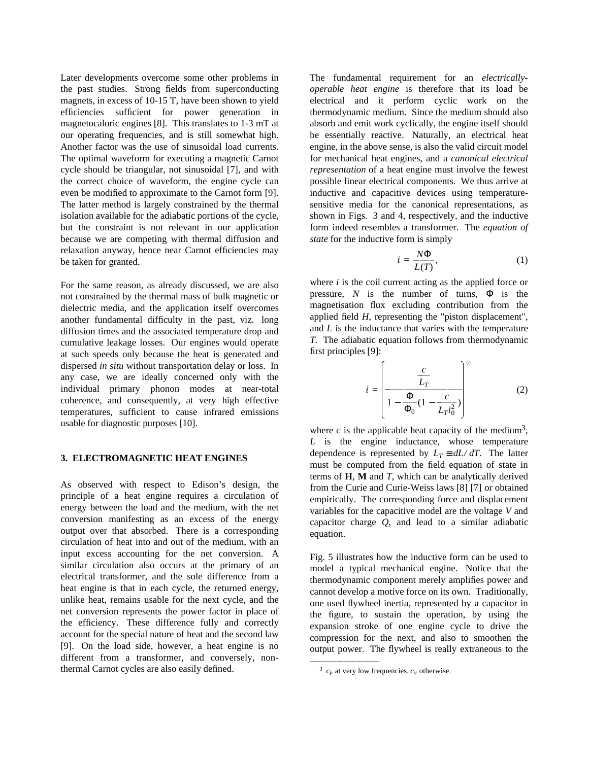Later developments overcome some other problems in the past studies. Strong fields from superconducting magnets, in excess of 10-15 T, have been shown to yield efficiencies sufficient for power generation in magnetocaloric engines [8]. This translates to 1-3 mT at our operating frequencies, and is still somewhat high. Another factor was the use of sinusoidal load currents. The optimal waveform for executing a magnetic Carnot cycle should be triangular, not sinusoidal [7], and with the correct choice of waveform, the engine cycle can even be modified to approximate to the Carnot form [9]. The latter method is largely constrained by the thermal isolation available for the adiabatic portions of the cycle, but the constraint is not relevant in our application because we are competing with thermal diffusion and relaxation anyway, hence near Carnot efficiencies may be taken for granted.

For the same reason, as already discussed, we are also not constrained by the thermal mass of bulk magnetic or dielectric media, and the application itself overcomes another fundamental difficulty in the past, viz. long diffusion times and the associated temperature drop and cumulative leakage losses. Our engines would operate at such speeds only because the heat is generated and dispersed *in situ* without transportation delay or loss. In any case, we are ideally concerned only with the individual primary phonon modes at near-total coherence, and consequently, at very high effective temperatures, sufficient to cause infrared emissions usable for diagnostic purposes [10].

### 3. ELECTROMAGNETIC HEAT ENGINES

As observed with respect to Edison's design, the principle of a heat engine requires a circulation of energy between the load and the medium, with the net conversion manifesting as an excess of the energy output over that absorbed. There is a corresponding circulation of heat into and out of the medium, with an input excess accounting for the net conversion. A similar circulation also occurs at the primary of an electrical transformer, and the sole difference from a heat engine is that in each cycle, the returned energy, unlike heat, remains usable for the next cycle, and the net conversion represents the power factor in place of the efficiency. These difference fully and correctly account for the special nature of heat and the second law [9]. On the load side, however, a heat engine is no different from a transformer, and conversely, non-thermal Carnot cycles are also easily defined.

The fundamental requirement for an *electrically-operable heat engine* is therefore that its load be electrical and it perform cyclic work on the thermodynamic medium. Since the medium should also absorb and emit work cyclically, the engine itself should be essentially reactive. Naturally, an electrical heat engine, in the above sense, is also the valid circuit model for mechanical heat engines, and a *canonical electrical representation* of a heat engine must involve the fewest possible linear electrical components. We thus arrive at inductive and capacitive devices using temperature-sensitive media for the canonical representations, as shown in Figs. 3 and 4, respectively, and the inductive form indeed resembles a transformer. The *equation of state* for the inductive form is simply

$$i = \frac{N\Phi}{L(T)}, \tag{1}$$

where $i$ is the coil current acting as the applied force or pressure, $N$ is the number of turns, $\Phi$ is the magnetisation flux excluding contribution from the applied field $H$, representing the "piston displacement", and $L$ is the inductance that varies with the temperature $T$. The adiabatic equation follows from thermodynamic first principles [9]:

$$i = \left[ \frac{\dfrac{c}{L_T}}{1 - \dfrac{\Phi}{\Phi_0}\left(1 - \dfrac{c}{L_T i_0^2}\right)} \right]^{1/2} \tag{2}$$

where $c$ is the applicable heat capacity of the medium[3], $L$ is the engine inductance, whose temperature dependence is represented by $L_T \equiv dL/dT$. The latter must be computed from the field equation of state in terms of $\mathbf{H}$, $\mathbf{M}$ and $T$, which can be analytically derived from the Curie and Curie-Weiss laws [8] [7] or obtained empirically. The corresponding force and displacement variables for the capacitive model are the voltage $V$ and capacitor charge $Q$, and lead to a similar adiabatic equation.

Fig. 5 illustrates how the inductive form can be used to model a typical mechanical engine. Notice that the thermodynamic component merely amplifies power and cannot develop a motive force on its own. Traditionally, one used flywheel inertia, represented by a capacitor in the figure, to sustain the operation, by using the expansion stroke of one engine cycle to drive the compression for the next, and also to smoothen the output power. The flywheel is really extraneous to the

[3] $c_P$ at very low frequencies, $c_V$ otherwise.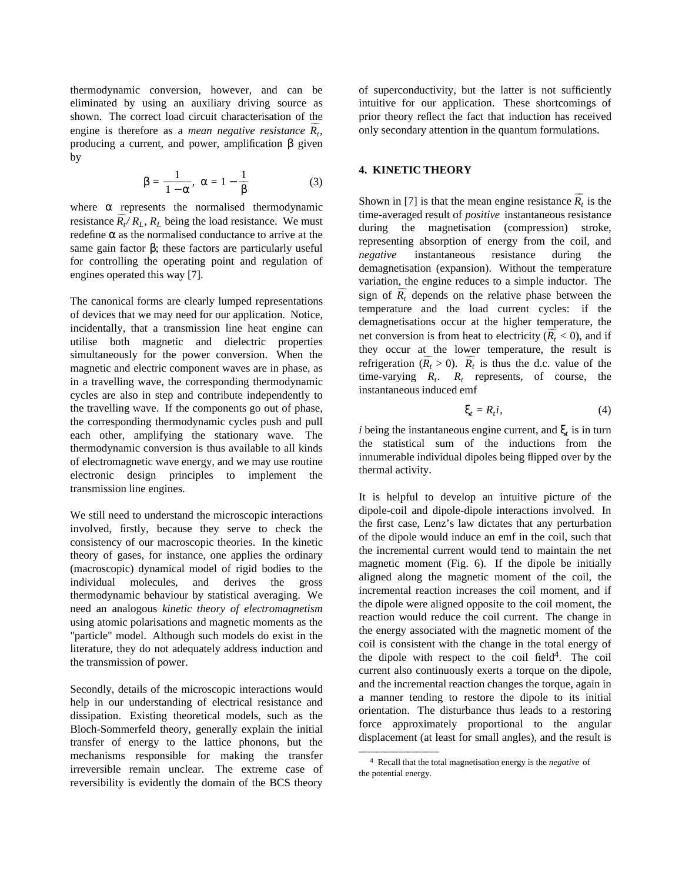thermodynamic conversion, however, and can be eliminated by using an auxiliary driving source as shown. The correct load circuit characterisation of the engine is therefore as a *mean negative resistance* $\overline{R}_t$, producing a current, and power, amplification β given by

$$\beta = \frac{1}{1-\alpha}, \ \alpha = 1 - \frac{1}{\beta} \tag{3}$$

where α represents the normalised thermodynamic resistance $\overline{R}_t / R_L$, $R_L$ being the load resistance. We must redefine α as the normalised conductance to arrive at the same gain factor β; these factors are particularly useful for controlling the operating point and regulation of engines operated this way [7].

The canonical forms are clearly lumped representations of devices that we may need for our application. Notice, incidentally, that a transmission line heat engine can utilise both magnetic and dielectric properties simultaneously for the power conversion. When the magnetic and electric component waves are in phase, as in a travelling wave, the corresponding thermodynamic cycles are also in step and contribute independently to the travelling wave. If the components go out of phase, the corresponding thermodynamic cycles push and pull each other, amplifying the stationary wave. The thermodynamic conversion is thus available to all kinds of electromagnetic wave energy, and we may use routine electronic design principles to implement the transmission line engines.

We still need to understand the microscopic interactions involved, firstly, because they serve to check the consistency of our macroscopic theories. In the kinetic theory of gases, for instance, one applies the ordinary (macroscopic) dynamical model of rigid bodies to the individual molecules, and derives the gross thermodynamic behaviour by statistical averaging. We need an analogous *kinetic theory of electromagnetism* using atomic polarisations and magnetic moments as the "particle" model. Although such models do exist in the literature, they do not adequately address induction and the transmission of power.

Secondly, details of the microscopic interactions would help in our understanding of electrical resistance and dissipation. Existing theoretical models, such as the Bloch-Sommerfeld theory, generally explain the initial transfer of energy to the lattice phonons, but the mechanisms responsible for making the transfer irreversible remain unclear. The extreme case of reversibility is evidently the domain of the BCS theory of superconductivity, but the latter is not sufficiently intuitive for our application. These shortcomings of prior theory reflect the fact that induction has received only secondary attention in the quantum formulations.

## 4. KINETIC THEORY

Shown in [7] is that the mean engine resistance $\overline{R}_t$ is the time-averaged result of *positive* instantaneous resistance during the magnetisation (compression) stroke, representing absorption of energy from the coil, and *negative* instantaneous resistance during the demagnetisation (expansion). Without the temperature variation, the engine reduces to a simple inductor. The sign of $\overline{R}_t$ depends on the relative phase between the temperature and the load current cycles: if the demagnetisations occur at the higher temperature, the net conversion is from heat to electricity ($\overline{R}_t < 0$), and if they occur at the lower temperature, the result is refrigeration ($\overline{R}_t > 0$). $\overline{R}_t$ is thus the d.c. value of the time-varying $R_t$. $R_t$ represents, of course, the instantaneous induced emf

$$\xi_t = R_t i, \tag{4}$$

$i$ being the instantaneous engine current, and $\xi_t$ is in turn the statistical sum of the inductions from the innumerable individual dipoles being flipped over by the thermal activity.

It is helpful to develop an intuitive picture of the dipole-coil and dipole-dipole interactions involved. In the first case, Lenz's law dictates that any perturbation of the dipole would induce an emf in the coil, such that the incremental current would tend to maintain the net magnetic moment (Fig. 6). If the dipole be initially aligned along the magnetic moment of the coil, the incremental reaction increases the coil moment, and if the dipole were aligned opposite to the coil moment, the reaction would reduce the coil current. The change in the energy associated with the magnetic moment of the coil is consistent with the change in the total energy of the dipole with respect to the coil field[4]. The coil current also continuously exerts a torque on the dipole, and the incremental reaction changes the torque, again in a manner tending to restore the dipole to its initial orientation. The disturbance thus leads to a restoring force approximately proportional to the angular displacement (at least for small angles), and the result is

[4] Recall that the total magnetisation energy is the *negative* of the potential energy.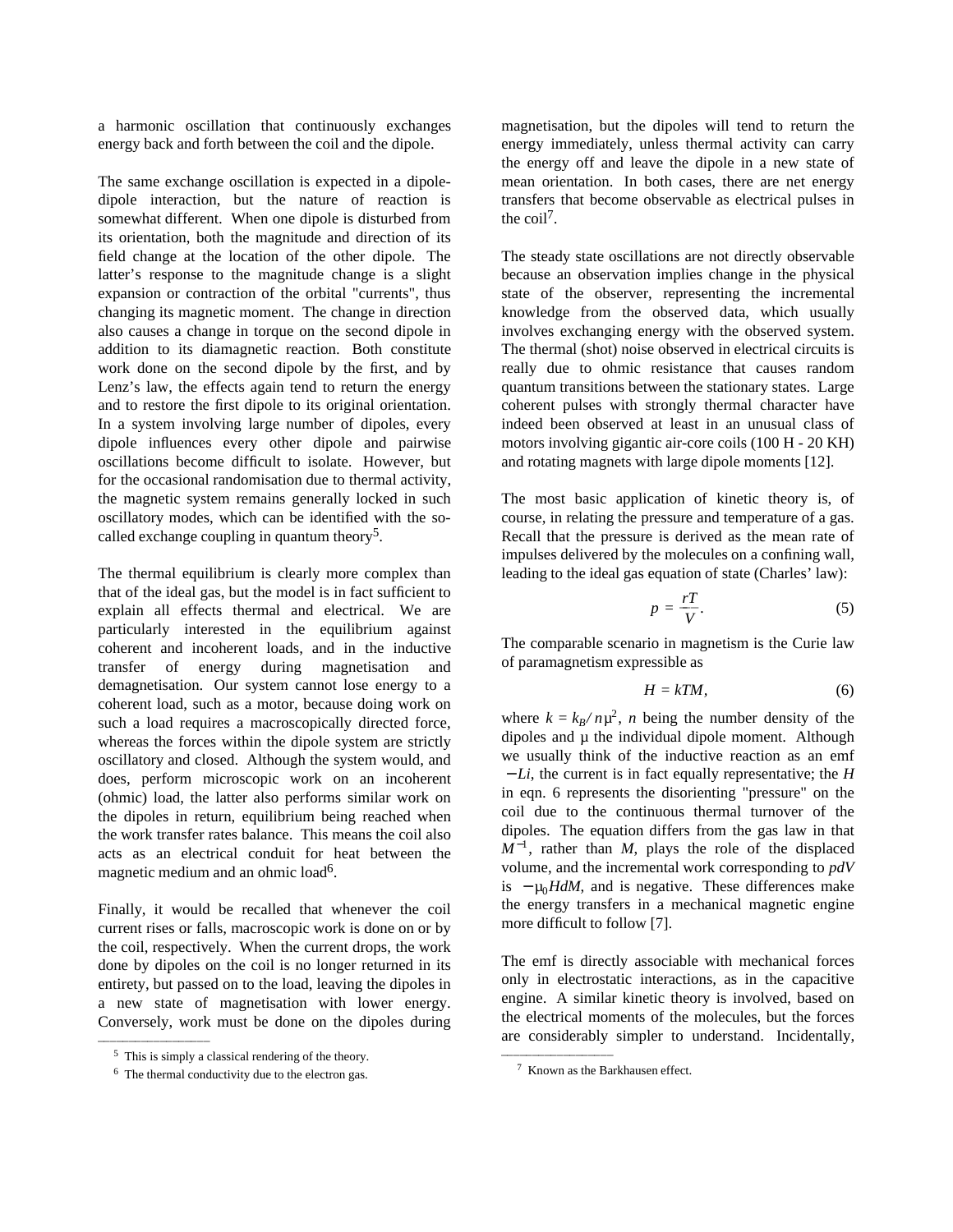a harmonic oscillation that continuously exchanges energy back and forth between the coil and the dipole.

The same exchange oscillation is expected in a dipole-dipole interaction, but the nature of reaction is somewhat different. When one dipole is disturbed from its orientation, both the magnitude and direction of its field change at the location of the other dipole. The latter's response to the magnitude change is a slight expansion or contraction of the orbital "currents", thus changing its magnetic moment. The change in direction also causes a change in torque on the second dipole in addition to its diamagnetic reaction. Both constitute work done on the second dipole by the first, and by Lenz's law, the effects again tend to return the energy and to restore the first dipole to its original orientation. In a system involving large number of dipoles, every dipole influences every other dipole and pairwise oscillations become difficult to isolate. However, but for the occasional randomisation due to thermal activity, the magnetic system remains generally locked in such oscillatory modes, which can be identified with the so-called exchange coupling in quantum theory[5].

The thermal equilibrium is clearly more complex than that of the ideal gas, but the model is in fact sufficient to explain all effects thermal and electrical. We are particularly interested in the equilibrium against coherent and incoherent loads, and in the inductive transfer of energy during magnetisation and demagnetisation. Our system cannot lose energy to a coherent load, such as a motor, because doing work on such a load requires a macroscopically directed force, whereas the forces within the dipole system are strictly oscillatory and closed. Although the system would, and does, perform microscopic work on an incoherent (ohmic) load, the latter also performs similar work on the dipoles in return, equilibrium being reached when the work transfer rates balance. This means the coil also acts as an electrical conduit for heat between the magnetic medium and an ohmic load[6].

Finally, it would be recalled that whenever the coil current rises or falls, macroscopic work is done on or by the coil, respectively. When the current drops, the work done by dipoles on the coil is no longer returned in its entirety, but passed on to the load, leaving the dipoles in a new state of magnetisation with lower energy. Conversely, work must be done on the dipoles during magnetisation, but the dipoles will tend to return the energy immediately, unless thermal activity can carry the energy off and leave the dipole in a new state of mean orientation. In both cases, there are net energy transfers that become observable as electrical pulses in the coil[7].

The steady state oscillations are not directly observable because an observation implies change in the physical state of the observer, representing the incremental knowledge from the observed data, which usually involves exchanging energy with the observed system. The thermal (shot) noise observed in electrical circuits is really due to ohmic resistance that causes random quantum transitions between the stationary states. Large coherent pulses with strongly thermal character have indeed been observed at least in an unusual class of motors involving gigantic air-core coils (100 H - 20 KH) and rotating magnets with large dipole moments [12].

The most basic application of kinetic theory is, of course, in relating the pressure and temperature of a gas. Recall that the pressure is derived as the mean rate of impulses delivered by the molecules on a confining wall, leading to the ideal gas equation of state (Charles' law):

$$p = \frac{rT}{V}. \tag{5}$$

The comparable scenario in magnetism is the Curie law of paramagnetism expressible as

$$H = kTM, \tag{6}$$

where $k = k_B/n\mu^2$, $n$ being the number density of the dipoles and $\mu$ the individual dipole moment. Although we usually think of the inductive reaction as an emf $-Li$, the current is in fact equally representative; the $H$ in eqn. 6 represents the disorienting "pressure" on the coil due to the continuous thermal turnover of the dipoles. The equation differs from the gas law in that $M^{-1}$, rather than $M$, plays the role of the displaced volume, and the incremental work corresponding to $pdV$ is $-\mu_0 HdM$, and is negative. These differences make the energy transfers in a mechanical magnetic engine more difficult to follow [7].

The emf is directly associable with mechanical forces only in electrostatic interactions, as in the capacitive engine. A similar kinetic theory is involved, based on the electrical moments of the molecules, but the forces are considerably simpler to understand. Incidentally,

---

[5] This is simply a classical rendering of the theory.

[6] The thermal conductivity due to the electron gas.

[7] Known as the Barkhausen effect.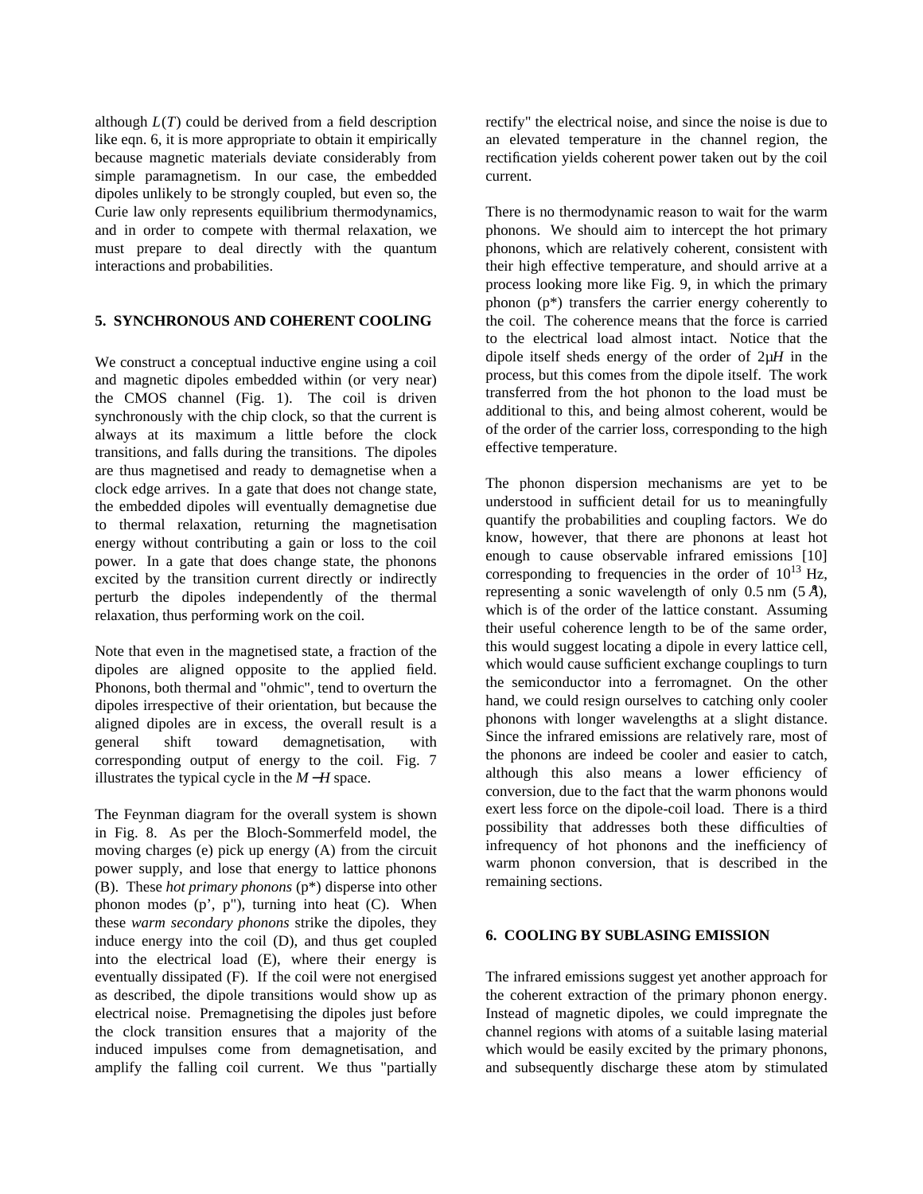although $L(T)$ could be derived from a field description like eqn. 6, it is more appropriate to obtain it empirically because magnetic materials deviate considerably from simple paramagnetism. In our case, the embedded dipoles unlikely to be strongly coupled, but even so, the Curie law only represents equilibrium thermodynamics, and in order to compete with thermal relaxation, we must prepare to deal directly with the quantum interactions and probabilities.

## 5. SYNCHRONOUS AND COHERENT COOLING

We construct a conceptual inductive engine using a coil and magnetic dipoles embedded within (or very near) the CMOS channel (Fig. 1). The coil is driven synchronously with the chip clock, so that the current is always at its maximum a little before the clock transitions, and falls during the transitions. The dipoles are thus magnetised and ready to demagnetise when a clock edge arrives. In a gate that does not change state, the embedded dipoles will eventually demagnetise due to thermal relaxation, returning the magnetisation energy without contributing a gain or loss to the coil power. In a gate that does change state, the phonons excited by the transition current directly or indirectly perturb the dipoles independently of the thermal relaxation, thus performing work on the coil.

Note that even in the magnetised state, a fraction of the dipoles are aligned opposite to the applied field. Phonons, both thermal and "ohmic", tend to overturn the dipoles irrespective of their orientation, but because the aligned dipoles are in excess, the overall result is a general shift toward demagnetisation, with corresponding output of energy to the coil. Fig. 7 illustrates the typical cycle in the $M-H$ space.

The Feynman diagram for the overall system is shown in Fig. 8. As per the Bloch-Sommerfeld model, the moving charges (e) pick up energy (A) from the circuit power supply, and lose that energy to lattice phonons (B). These *hot primary phonons* (p*) disperse into other phonon modes (p', p"), turning into heat (C). When these *warm secondary phonons* strike the dipoles, they induce energy into the coil (D), and thus get coupled into the electrical load (E), where their energy is eventually dissipated (F). If the coil were not energised as described, the dipole transitions would show up as electrical noise. Premagnetising the dipoles just before the clock transition ensures that a majority of the induced impulses come from demagnetisation, and amplify the falling coil current. We thus "partially rectify" the electrical noise, and since the noise is due to an elevated temperature in the channel region, the rectification yields coherent power taken out by the coil current.

There is no thermodynamic reason to wait for the warm phonons. We should aim to intercept the hot primary phonons, which are relatively coherent, consistent with their high effective temperature, and should arrive at a process looking more like Fig. 9, in which the primary phonon (p*) transfers the carrier energy coherently to the coil. The coherence means that the force is carried to the electrical load almost intact. Notice that the dipole itself sheds energy of the order of $2\mu H$ in the process, but this comes from the dipole itself. The work transferred from the hot phonon to the load must be additional to this, and being almost coherent, would be of the order of the carrier loss, corresponding to the high effective temperature.

The phonon dispersion mechanisms are yet to be understood in sufficient detail for us to meaningfully quantify the probabilities and coupling factors. We do know, however, that there are phonons at least hot enough to cause observable infrared emissions [10] corresponding to frequencies in the order of $10^{13}$ Hz, representing a sonic wavelength of only 0.5 nm (5 Å), which is of the order of the lattice constant. Assuming their useful coherence length to be of the same order, this would suggest locating a dipole in every lattice cell, which would cause sufficient exchange couplings to turn the semiconductor into a ferromagnet. On the other hand, we could resign ourselves to catching only cooler phonons with longer wavelengths at a slight distance. Since the infrared emissions are relatively rare, most of the phonons are indeed be cooler and easier to catch, although this also means a lower efficiency of conversion, due to the fact that the warm phonons would exert less force on the dipole-coil load. There is a third possibility that addresses both these difficulties of infrequency of hot phonons and the inefficiency of warm phonon conversion, that is described in the remaining sections.

## 6. COOLING BY SUBLASING EMISSION

The infrared emissions suggest yet another approach for the coherent extraction of the primary phonon energy. Instead of magnetic dipoles, we could impregnate the channel regions with atoms of a suitable lasing material which would be easily excited by the primary phonons, and subsequently discharge these atom by stimulated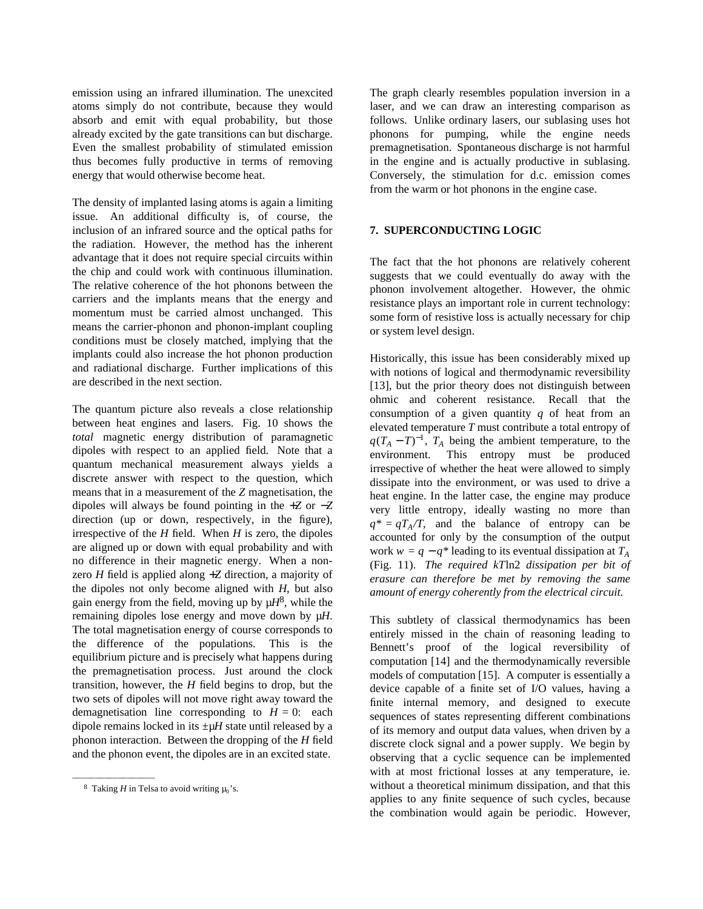emission using an infrared illumination. The unexcited atoms simply do not contribute, because they would absorb and emit with equal probability, but those already excited by the gate transitions can but discharge. Even the smallest probability of stimulated emission thus becomes fully productive in terms of removing energy that would otherwise become heat.

The density of implanted lasing atoms is again a limiting issue. An additional difficulty is, of course, the inclusion of an infrared source and the optical paths for the radiation. However, the method has the inherent advantage that it does not require special circuits within the chip and could work with continuous illumination. The relative coherence of the hot phonons between the carriers and the implants means that the energy and momentum must be carried almost unchanged. This means the carrier-phonon and phonon-implant coupling conditions must be closely matched, implying that the implants could also increase the hot phonon production and radiational discharge. Further implications of this are described in the next section.

The quantum picture also reveals a close relationship between heat engines and lasers. Fig. 10 shows the *total* magnetic energy distribution of paramagnetic dipoles with respect to an applied field. Note that a quantum mechanical measurement always yields a discrete answer with respect to the question, which means that in a measurement of the $Z$ magnetisation, the dipoles will always be found pointing in the $+Z$ or $-Z$ direction (up or down, respectively, in the figure), irrespective of the $H$ field. When $H$ is zero, the dipoles are aligned up or down with equal probability and with no difference in their magnetic energy. When a non-zero $H$ field is applied along $+Z$ direction, a majority of the dipoles not only become aligned with $H$, but also gain energy from the field, moving up by $\mu H$[8], while the remaining dipoles lose energy and move down by $\mu H$. The total magnetisation energy of course corresponds to the difference of the populations. This is the equilibrium picture and is precisely what happens during the premagnetisation process. Just around the clock transition, however, the $H$ field begins to drop, but the two sets of dipoles will not move right away toward the demagnetisation line corresponding to $H = 0$: each dipole remains locked in its $\pm\mu H$ state until released by a phonon interaction. Between the dropping of the $H$ field and the phonon event, the dipoles are in an excited state.

[8] Taking $H$ in Telsa to avoid writing $\mu_0$'s.

The graph clearly resembles population inversion in a laser, and we can draw an interesting comparison as follows. Unlike ordinary lasers, our sublasing uses hot phonons for pumping, while the engine needs premagnetisation. Spontaneous discharge is not harmful in the engine and is actually productive in sublasing. Conversely, the stimulation for d.c. emission comes from the warm or hot phonons in the engine case.

## 7. SUPERCONDUCTING LOGIC

The fact that the hot phonons are relatively coherent suggests that we could eventually do away with the phonon involvement altogether. However, the ohmic resistance plays an important role in current technology: some form of resistive loss is actually necessary for chip or system level design.

Historically, this issue has been considerably mixed up with notions of logical and thermodynamic reversibility [13], but the prior theory does not distinguish between ohmic and coherent resistance. Recall that the consumption of a given quantity $q$ of heat from an elevated temperature $T$ must contribute a total entropy of $q(T_A - T)^{-1}$, $T_A$ being the ambient temperature, to the environment. This entropy must be produced irrespective of whether the heat were allowed to simply dissipate into the environment, or was used to drive a heat engine. In the latter case, the engine may produce very little entropy, ideally wasting no more than $q^* = qT_A/T$, and the balance of entropy can be accounted for only by the consumption of the output work $w = q - q^*$ leading to its eventual dissipation at $T_A$ (Fig. 11). *The required $kT\ln 2$ dissipation per bit of erasure can therefore be met by removing the same amount of energy coherently from the electrical circuit.*

This subtlety of classical thermodynamics has been entirely missed in the chain of reasoning leading to Bennett's proof of the logical reversibility of computation [14] and the thermodynamically reversible models of computation [15]. A computer is essentially a device capable of a finite set of I/O values, having a finite internal memory, and designed to execute sequences of states representing different combinations of its memory and output data values, when driven by a discrete clock signal and a power supply. We begin by observing that a cyclic sequence can be implemented with at most frictional losses at any temperature, ie. without a theoretical minimum dissipation, and that this applies to any finite sequence of such cycles, because the combination would again be periodic. However,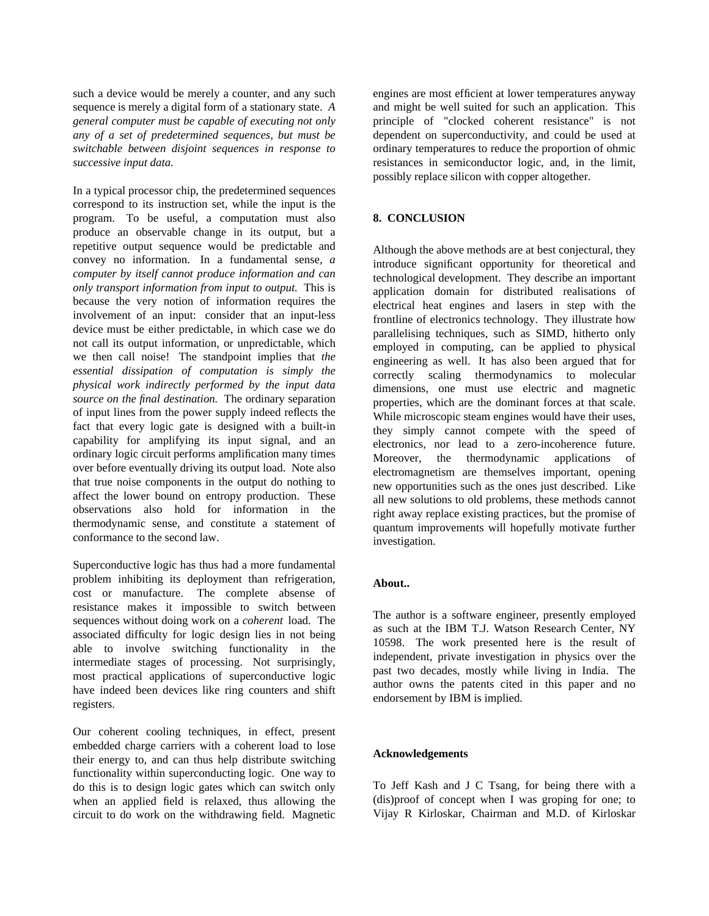such a device would be merely a counter, and any such sequence is merely a digital form of a stationary state. *A general computer must be capable of executing not only any of a set of predetermined sequences, but must be switchable between disjoint sequences in response to successive input data.*

In a typical processor chip, the predetermined sequences correspond to its instruction set, while the input is the program. To be useful, a computation must also produce an observable change in its output, but a repetitive output sequence would be predictable and convey no information. In a fundamental sense, *a computer by itself cannot produce information and can only transport information from input to output.* This is because the very notion of information requires the involvement of an input: consider that an input-less device must be either predictable, in which case we do not call its output information, or unpredictable, which we then call noise! The standpoint implies that *the essential dissipation of computation is simply the physical work indirectly performed by the input data source on the final destination.* The ordinary separation of input lines from the power supply indeed reflects the fact that every logic gate is designed with a built-in capability for amplifying its input signal, and an ordinary logic circuit performs amplification many times over before eventually driving its output load. Note also that true noise components in the output do nothing to affect the lower bound on entropy production. These observations also hold for information in the thermodynamic sense, and constitute a statement of conformance to the second law.

Superconductive logic has thus had a more fundamental problem inhibiting its deployment than refrigeration, cost or manufacture. The complete absense of resistance makes it impossible to switch between sequences without doing work on a *coherent* load. The associated difficulty for logic design lies in not being able to involve switching functionality in the intermediate stages of processing. Not surprisingly, most practical applications of superconductive logic have indeed been devices like ring counters and shift registers.

Our coherent cooling techniques, in effect, present embedded charge carriers with a coherent load to lose their energy to, and can thus help distribute switching functionality within superconducting logic. One way to do this is to design logic gates which can switch only when an applied field is relaxed, thus allowing the circuit to do work on the withdrawing field. Magnetic engines are most efficient at lower temperatures anyway and might be well suited for such an application. This principle of "clocked coherent resistance" is not dependent on superconductivity, and could be used at ordinary temperatures to reduce the proportion of ohmic resistances in semiconductor logic, and, in the limit, possibly replace silicon with copper altogether.

## 8. CONCLUSION

Although the above methods are at best conjectural, they introduce significant opportunity for theoretical and technological development. They describe an important application domain for distributed realisations of electrical heat engines and lasers in step with the frontline of electronics technology. They illustrate how parallelising techniques, such as SIMD, hitherto only employed in computing, can be applied to physical engineering as well. It has also been argued that for correctly scaling thermodynamics to molecular dimensions, one must use electric and magnetic properties, which are the dominant forces at that scale. While microscopic steam engines would have their uses, they simply cannot compete with the speed of electronics, nor lead to a zero-incoherence future. Moreover, the thermodynamic applications of electromagnetism are themselves important, opening new opportunities such as the ones just described. Like all new solutions to old problems, these methods cannot right away replace existing practices, but the promise of quantum improvements will hopefully motivate further investigation.

**About..**

The author is a software engineer, presently employed as such at the IBM T.J. Watson Research Center, NY 10598. The work presented here is the result of independent, private investigation in physics over the past two decades, mostly while living in India. The author owns the patents cited in this paper and no endorsement by IBM is implied.

**Acknowledgements**

To Jeff Kash and J C Tsang, for being there with a (dis)proof of concept when I was groping for one; to Vijay R Kirloskar, Chairman and M.D. of Kirloskar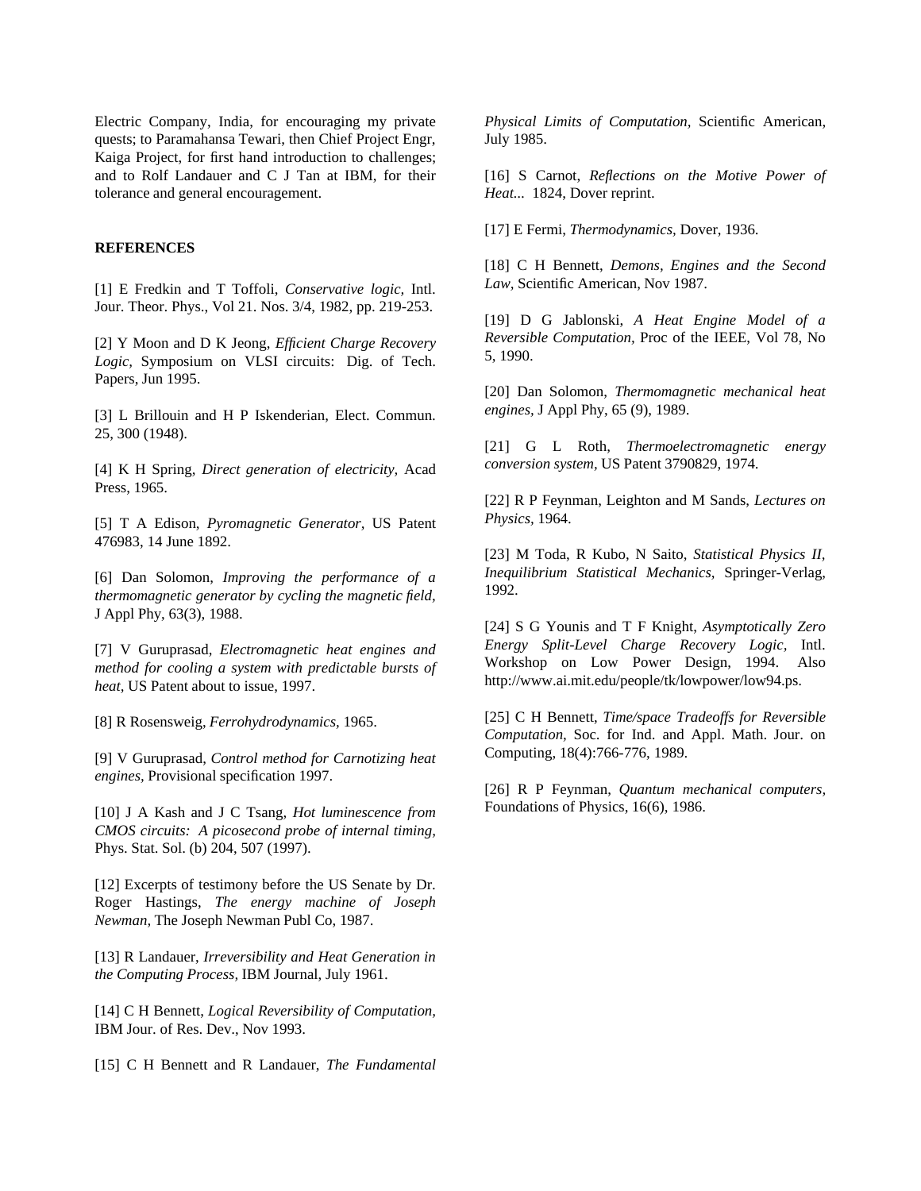Electric Company, India, for encouraging my private quests; to Paramahansa Tewari, then Chief Project Engr, Kaiga Project, for first hand introduction to challenges; and to Rolf Landauer and C J Tan at IBM, for their tolerance and general encouragement.

**REFERENCES**

[1] E Fredkin and T Toffoli, *Conservative logic,* Intl. Jour. Theor. Phys., Vol 21. Nos. 3/4, 1982, pp. 219-253.

[2] Y Moon and D K Jeong, *Efficient Charge Recovery Logic,* Symposium on VLSI circuits: Dig. of Tech. Papers, Jun 1995.

[3] L Brillouin and H P Iskenderian, Elect. Commun. 25, 300 (1948).

[4] K H Spring, *Direct generation of electricity,* Acad Press, 1965.

[5] T A Edison, *Pyromagnetic Generator,* US Patent 476983, 14 June 1892.

[6] Dan Solomon, *Improving the performance of a thermomagnetic generator by cycling the magnetic field,* J Appl Phy, 63(3), 1988.

[7] V Guruprasad, *Electromagnetic heat engines and method for cooling a system with predictable bursts of heat,* US Patent about to issue, 1997.

[8] R Rosensweig, *Ferrohydrodynamics,* 1965.

[9] V Guruprasad, *Control method for Carnotizing heat engines,* Provisional specification 1997.

[10] J A Kash and J C Tsang, *Hot luminescence from CMOS circuits: A picosecond probe of internal timing,* Phys. Stat. Sol. (b) 204, 507 (1997).

[12] Excerpts of testimony before the US Senate by Dr. Roger Hastings, *The energy machine of Joseph Newman,* The Joseph Newman Publ Co, 1987.

[13] R Landauer, *Irreversibility and Heat Generation in the Computing Process,* IBM Journal, July 1961.

[14] C H Bennett, *Logical Reversibility of Computation,* IBM Jour. of Res. Dev., Nov 1993.

[15] C H Bennett and R Landauer, *The Fundamental Physical Limits of Computation,* Scientific American, July 1985.

[16] S Carnot, *Reflections on the Motive Power of Heat...* 1824, Dover reprint.

[17] E Fermi, *Thermodynamics,* Dover, 1936.

[18] C H Bennett, *Demons, Engines and the Second Law,* Scientific American, Nov 1987.

[19] D G Jablonski, *A Heat Engine Model of a Reversible Computation,* Proc of the IEEE, Vol 78, No 5, 1990.

[20] Dan Solomon, *Thermomagnetic mechanical heat engines,* J Appl Phy, 65 (9), 1989.

[21] G L Roth, *Thermoelectromagnetic energy conversion system,* US Patent 3790829, 1974.

[22] R P Feynman, Leighton and M Sands, *Lectures on Physics,* 1964.

[23] M Toda, R Kubo, N Saito, *Statistical Physics II, Inequilibrium Statistical Mechanics,* Springer-Verlag, 1992.

[24] S G Younis and T F Knight, *Asymptotically Zero Energy Split-Level Charge Recovery Logic*, Intl. Workshop on Low Power Design, 1994. Also http://www.ai.mit.edu/people/tk/lowpower/low94.ps.

[25] C H Bennett, *Time/space Tradeoffs for Reversible Computation,* Soc. for Ind. and Appl. Math. Jour. on Computing, 18(4):766-776, 1989.

[26] R P Feynman, *Quantum mechanical computers,* Foundations of Physics, 16(6), 1986.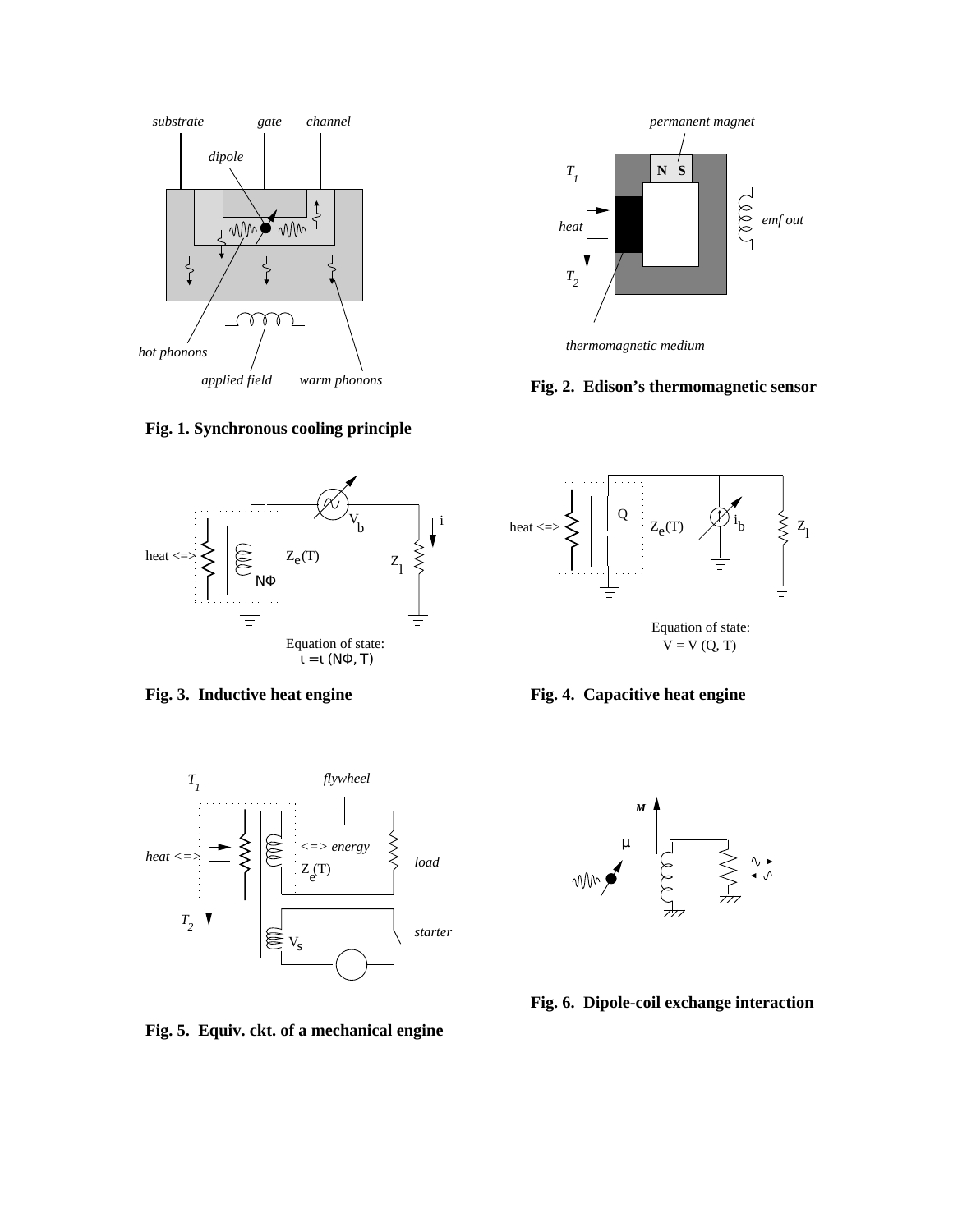*substrate* *gate* *channel*

*dipole*

*hot phonons*

*applied field* *warm phonons*

**Fig. 1. Synchronous cooling principle**

*permanent magnet*

N S

$T_1$

*heat*

$T_2$

*emf out*

*thermomagnetic medium*

**Fig. 2. Edison's thermomagnetic sensor**

heat <=> $Z_e(T)$ $N\Phi$ $V_b$ i $Z_l$

Equation of state:
$\iota = \iota\,(N\Phi, T)$

**Fig. 3. Inductive heat engine**

heat <=> Q $Z_e(T)$ $i_b$ $Z_l$

Equation of state:
V = V (Q, T)

**Fig. 4. Capacitive heat engine**

$T_1$ *flywheel*

*heat <=>* *<=> energy* $Z_e(T)$ *load*

$T_2$ $V_s$ *starter*

**Fig. 5. Equiv. ckt. of a mechanical engine**

*M*

μ

**Fig. 6. Dipole-coil exchange interaction**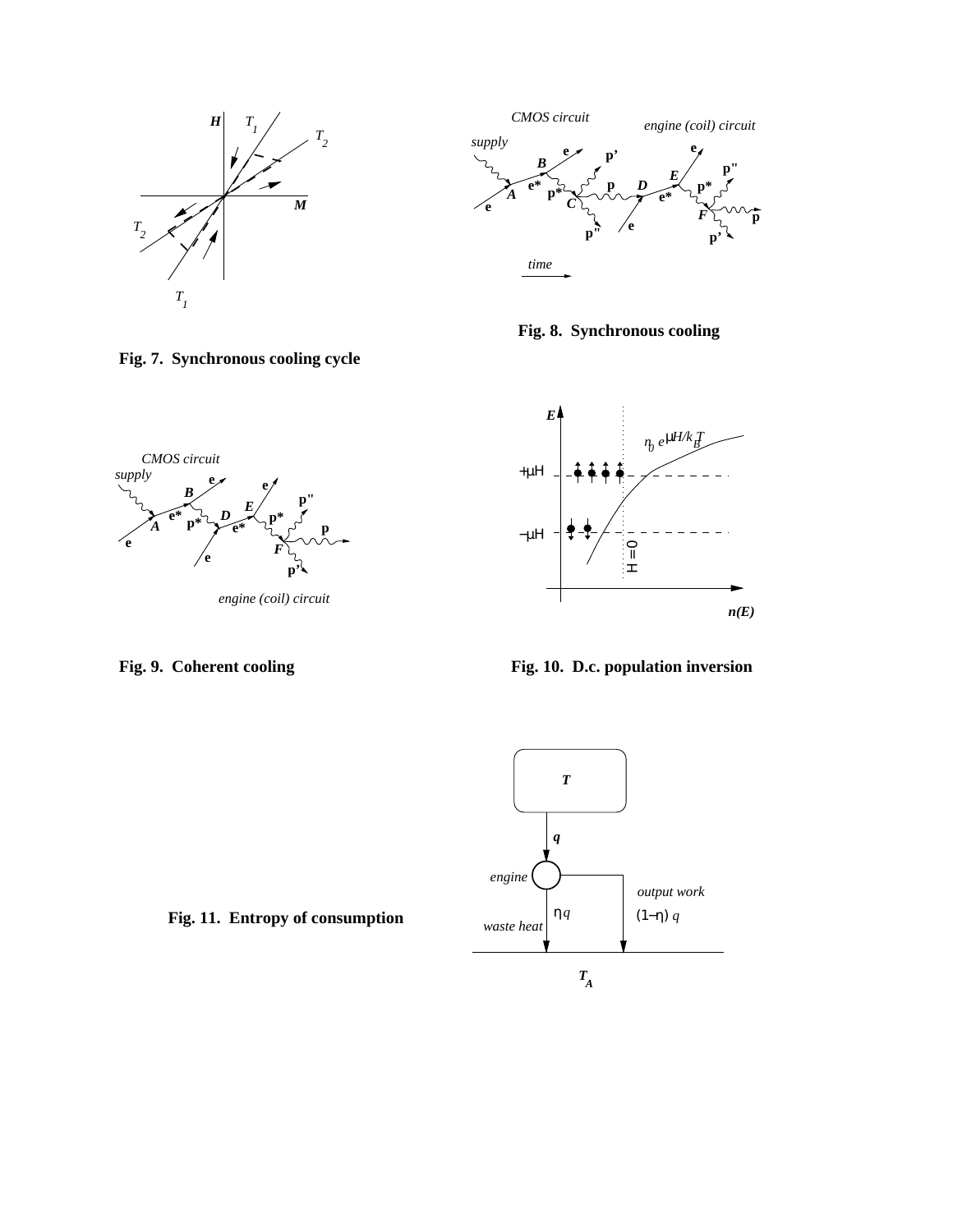H

$T_1$

$T_2$

M

$T_2$

$T_1$

**Fig. 7. Synchronous cooling cycle**

*CMOS circuit*

*engine (coil) circuit*

*supply*

e p' B e* A p* C p D E e* p* p" F p p' p" e e e

*time*

**Fig. 8. Synchronous cooling**

*CMOS circuit*

*supply*

e B e* A p* D E e* p* p" p F p' e e e

*engine (coil) circuit*

**Fig. 9. Coherent cooling**

E

$n_0\, e^{\mu H/k_B T}$

$+\mu H$

$-\mu H$

$H = 0$

n(E)

**Fig. 10. D.c. population inversion**

T

q

*engine*

*output work*

$\eta q$

$(1{-}\eta)\, q$

*waste heat*

$T_A$

**Fig. 11. Entropy of consumption**